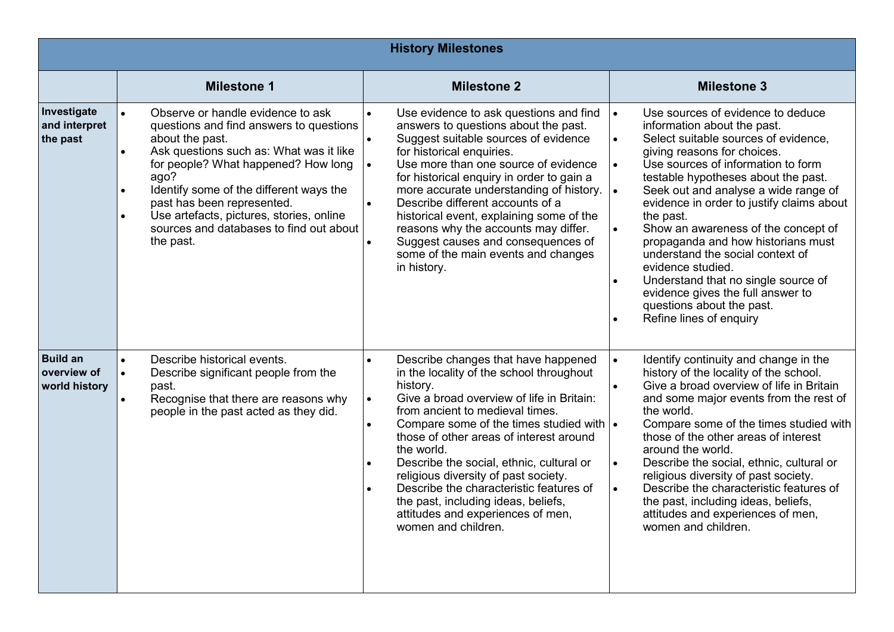| History Milestones | | | |
|---|---|---|---|
| | **Milestone 1** | **Milestone 2** | **Milestone 3** |
| **Investigate and interpret the past** | • Observe or handle evidence to ask questions and find answers to questions about the past.<br>• Ask questions such as: What was it like for people? What happened? How long ago?<br>• Identify some of the different ways the past has been represented.<br>• Use artefacts, pictures, stories, online sources and databases to find out about the past. | • Use evidence to ask questions and find answers to questions about the past.<br>• Suggest suitable sources of evidence for historical enquiries.<br>• Use more than one source of evidence for historical enquiry in order to gain a more accurate understanding of history.<br>• Describe different accounts of a historical event, explaining some of the reasons why the accounts may differ.<br>• Suggest causes and consequences of some of the main events and changes in history. | • Use sources of evidence to deduce information about the past.<br>• Select suitable sources of evidence, giving reasons for choices.<br>• Use sources of information to form testable hypotheses about the past.<br>• Seek out and analyse a wide range of evidence in order to justify claims about the past.<br>• Show an awareness of the concept of propaganda and how historians must understand the social context of evidence studied.<br>• Understand that no single source of evidence gives the full answer to questions about the past.<br>• Refine lines of enquiry |
| **Build an overview of world history** | • Describe historical events.<br>• Describe significant people from the past.<br>• Recognise that there are reasons why people in the past acted as they did. | • Describe changes that have happened in the locality of the school throughout history.<br>• Give a broad overview of life in Britain: from ancient to medieval times.<br>• Compare some of the times studied with those of other areas of interest around the world.<br>• Describe the social, ethnic, cultural or religious diversity of past society.<br>• Describe the characteristic features of the past, including ideas, beliefs, attitudes and experiences of men, women and children. | • Identify continuity and change in the history of the locality of the school.<br>• Give a broad overview of life in Britain and some major events from the rest of the world.<br>• Compare some of the times studied with those of the other areas of interest around the world.<br>• Describe the social, ethnic, cultural or religious diversity of past society.<br>• Describe the characteristic features of the past, including ideas, beliefs, attitudes and experiences of men, women and children. |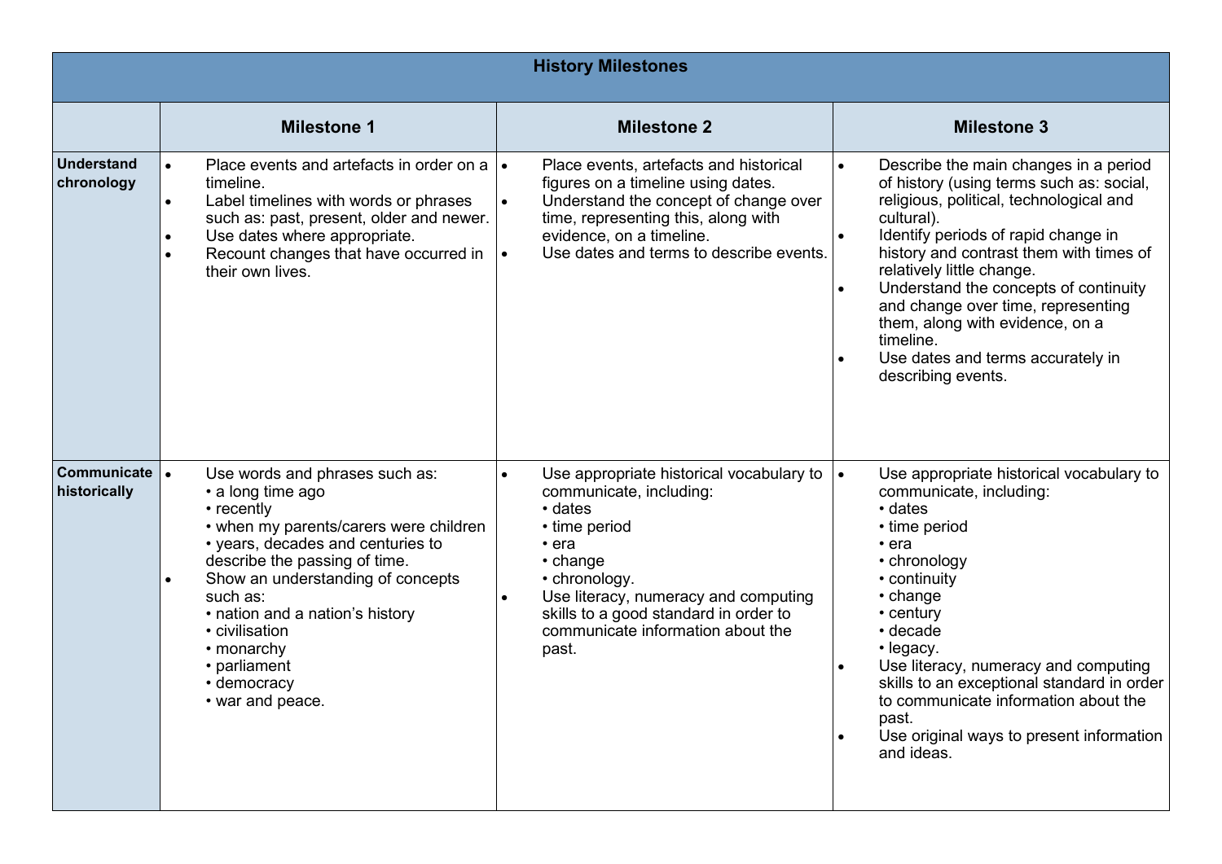| History Milestones | | | |
|---|---|---|---|
| | **Milestone 1** | **Milestone 2** | **Milestone 3** |
| **Understand chronology** | • Place events and artefacts in order on a timeline.<br>• Label timelines with words or phrases such as: past, present, older and newer.<br>• Use dates where appropriate.<br>• Recount changes that have occurred in their own lives. | • Place events, artefacts and historical figures on a timeline using dates.<br>• Understand the concept of change over time, representing this, along with evidence, on a timeline.<br>• Use dates and terms to describe events. | • Describe the main changes in a period of history (using terms such as: social, religious, political, technological and cultural).<br>• Identify periods of rapid change in history and contrast them with times of relatively little change.<br>• Understand the concepts of continuity and change over time, representing them, along with evidence, on a timeline.<br>• Use dates and terms accurately in describing events. |
| **Communicate historically** | • Use words and phrases such as:<br>• a long time ago<br>• recently<br>• when my parents/carers were children<br>• years, decades and centuries to describe the passing of time.<br>• Show an understanding of concepts such as:<br>• nation and a nation's history<br>• civilisation<br>• monarchy<br>• parliament<br>• democracy<br>• war and peace. | • Use appropriate historical vocabulary to communicate, including:<br>• dates<br>• time period<br>• era<br>• change<br>• chronology.<br>• Use literacy, numeracy and computing skills to a good standard in order to communicate information about the past. | • Use appropriate historical vocabulary to communicate, including:<br>• dates<br>• time period<br>• era<br>• chronology<br>• continuity<br>• change<br>• century<br>• decade<br>• legacy.<br>• Use literacy, numeracy and computing skills to an exceptional standard in order to communicate information about the past.<br>• Use original ways to present information and ideas. |